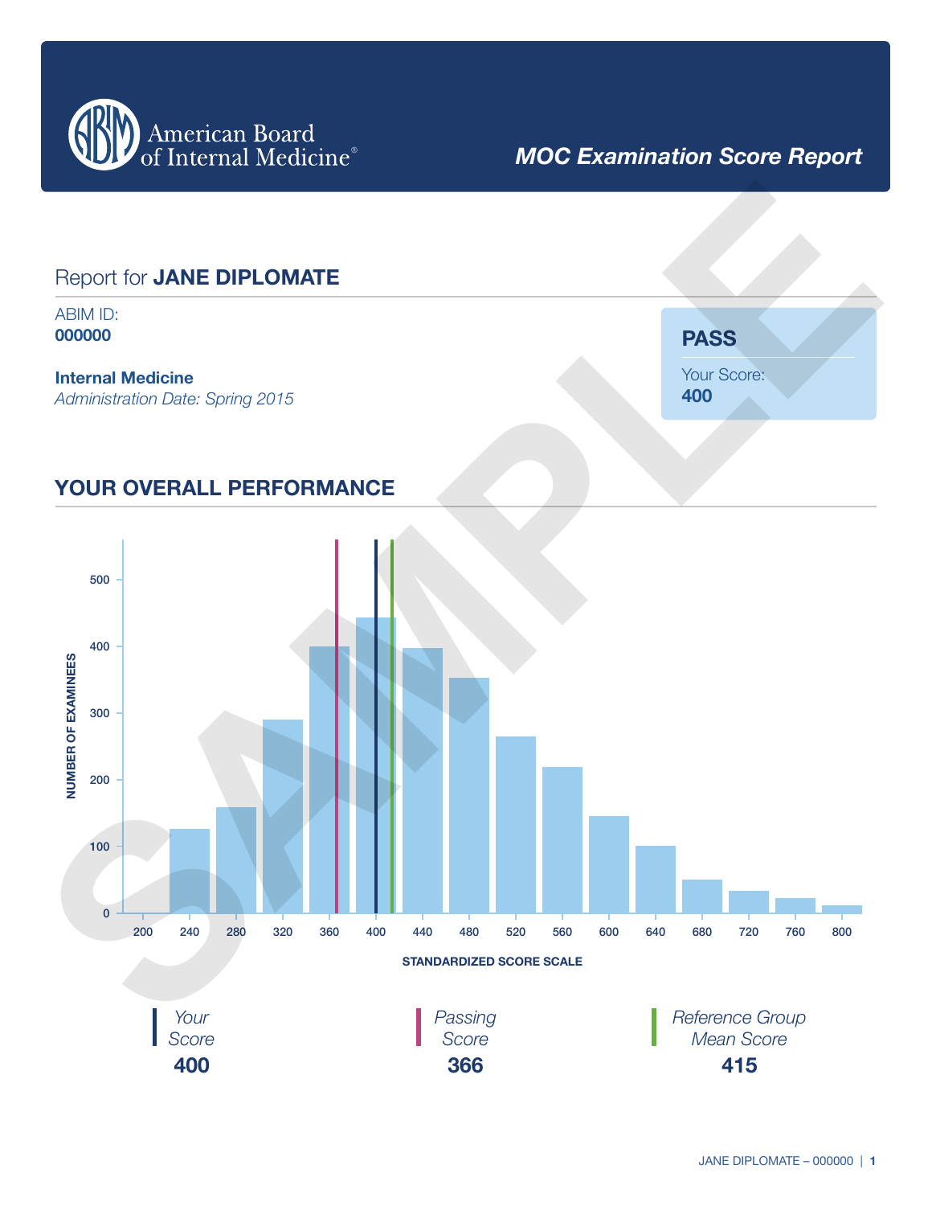American Board of Internal Medicine®

**MOC Examination Score Report**

## Report for **JANE DIPLOMATE**

ABIM ID:
**000000**

**Internal Medicine**
*Administration Date: Spring 2015*

**PASS**

Your Score:
**400**

## YOUR OVERALL PERFORMANCE

NUMBER OF EXAMINEES

500
400
300
200
100
0

200 240 280 320 360 400 440 480 520 560 600 640 680 720 760 800

STANDARDIZED SCORE SCALE

| *Your Score* | *Passing Score* | *Reference Group Mean Score* |
|---|---|---|
| **400** | **366** | **415** |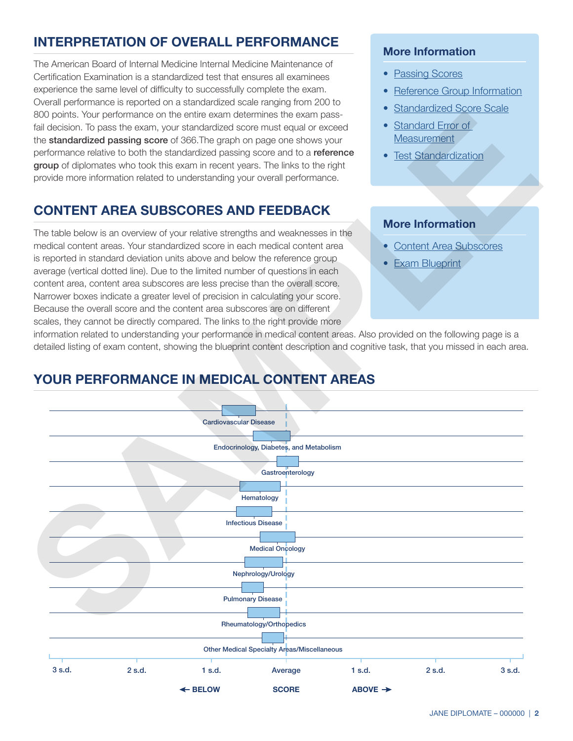## INTERPRETATION OF OVERALL PERFORMANCE

The American Board of Internal Medicine Internal Medicine Maintenance of Certification Examination is a standardized test that ensures all examinees experience the same level of difficulty to successfully complete the exam. Overall performance is reported on a standardized scale ranging from 200 to 800 points. Your performance on the entire exam determines the exam pass-fail decision. To pass the exam, your standardized score must equal or exceed the **standardized passing score** of 366.The graph on page one shows your performance relative to both the standardized passing score and to a **reference group** of diplomates who took this exam in recent years. The links to the right provide more information related to understanding your overall performance.

### More Information

- Passing Scores
- Reference Group Information
- Standardized Score Scale
- Standard Error of Measurement
- Test Standardization

## CONTENT AREA SUBSCORES AND FEEDBACK

The table below is an overview of your relative strengths and weaknesses in the medical content areas. Your standardized score in each medical content area is reported in standard deviation units above and below the reference group average (vertical dotted line). Due to the limited number of questions in each content area, content area subscores are less precise than the overall score. Narrower boxes indicate a greater level of precision in calculating your score. Because the overall score and the content area subscores are on different scales, they cannot be directly compared. The links to the right provide more information related to understanding your performance in medical content areas. Also provided on the following page is a detailed listing of exam content, showing the blueprint content description and cognitive task, that you missed in each area.

### More Information

- Content Area Subscores
- Exam Blueprint

## YOUR PERFORMANCE IN MEDICAL CONTENT AREAS

- Cardiovascular Disease
- Endocrinology, Diabetes, and Metabolism
- Gastroenterology
- Hematology
- Infectious Disease
- Medical Oncology
- Nephrology/Urology
- Pulmonary Disease
- Rheumatology/Orthopedics
- Other Medical Specialty Areas/Miscellaneous

3 s.d. | 2 s.d. | 1 s.d. | Average | 1 s.d. | 2 s.d. | 3 s.d.

← BELOW | SCORE | ABOVE →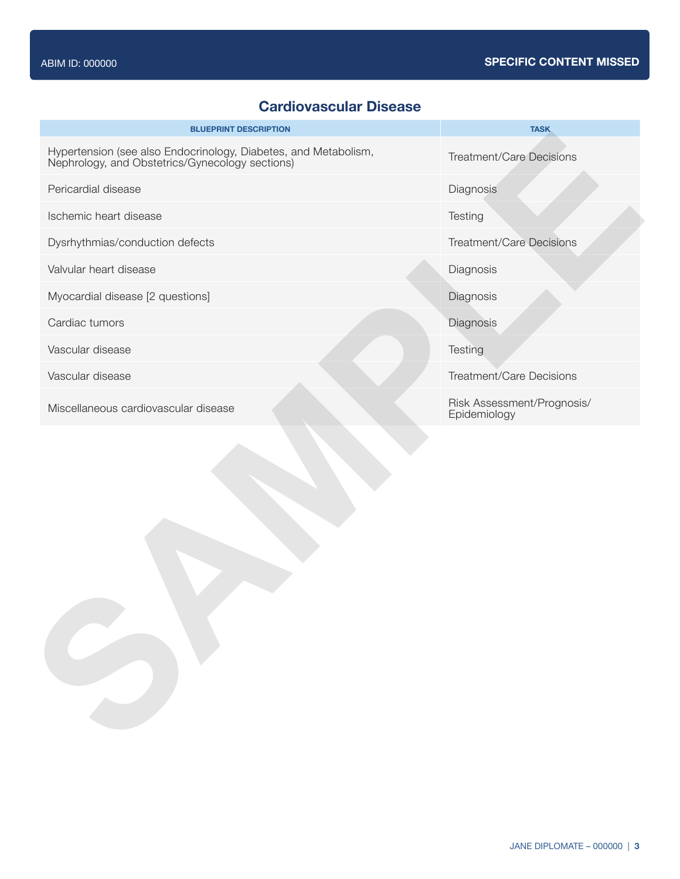## Cardiovascular Disease

| BLUEPRINT DESCRIPTION | TASK |
| --- | --- |
| Hypertension (see also Endocrinology, Diabetes, and Metabolism, Nephrology, and Obstetrics/Gynecology sections) | Treatment/Care Decisions |
| Pericardial disease | Diagnosis |
| Ischemic heart disease | Testing |
| Dysrhythmias/conduction defects | Treatment/Care Decisions |
| Valvular heart disease | Diagnosis |
| Myocardial disease [2 questions] | Diagnosis |
| Cardiac tumors | Diagnosis |
| Vascular disease | Testing |
| Vascular disease | Treatment/Care Decisions |
| Miscellaneous cardiovascular disease | Risk Assessment/Prognosis/ Epidemiology |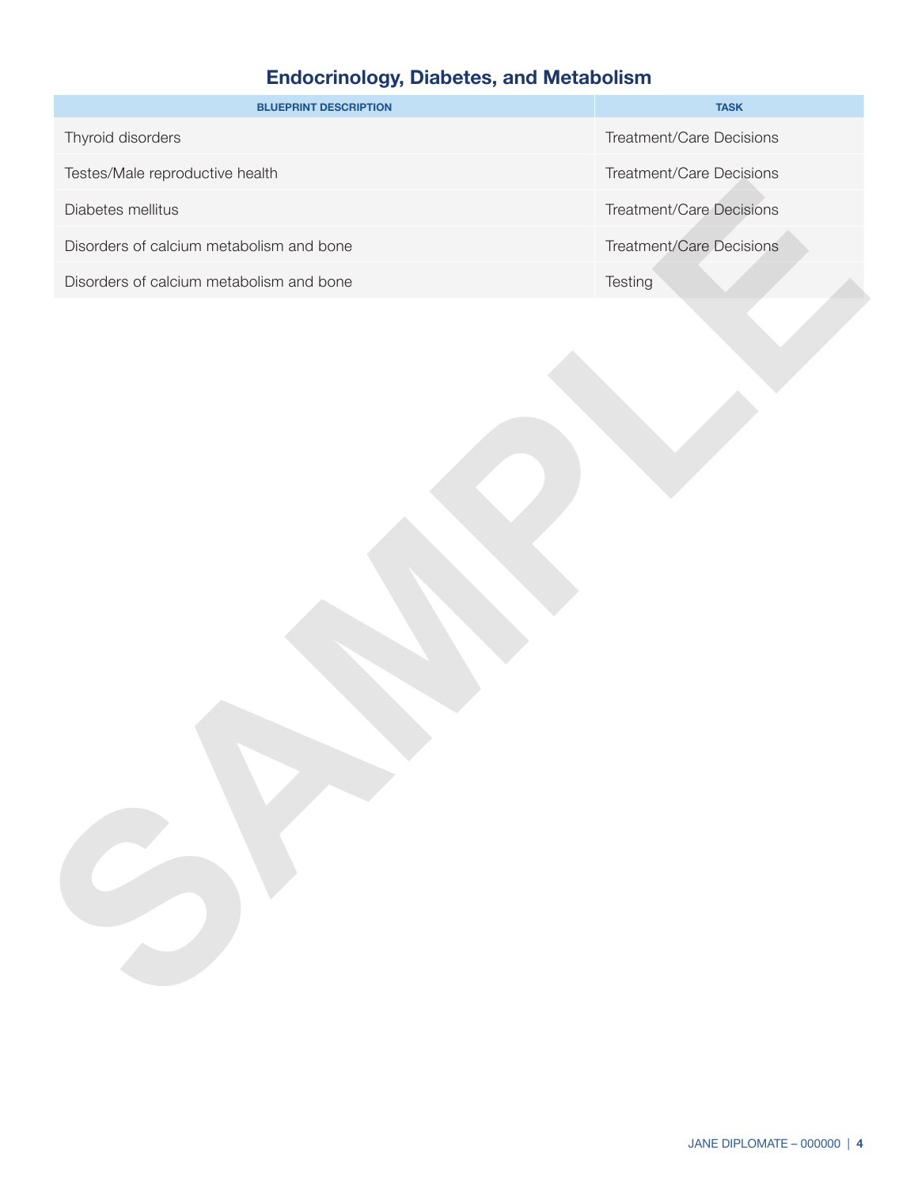## Endocrinology, Diabetes, and Metabolism

| BLUEPRINT DESCRIPTION | TASK |
| --- | --- |
| Thyroid disorders | Treatment/Care Decisions |
| Testes/Male reproductive health | Treatment/Care Decisions |
| Diabetes mellitus | Treatment/Care Decisions |
| Disorders of calcium metabolism and bone | Treatment/Care Decisions |
| Disorders of calcium metabolism and bone | Testing |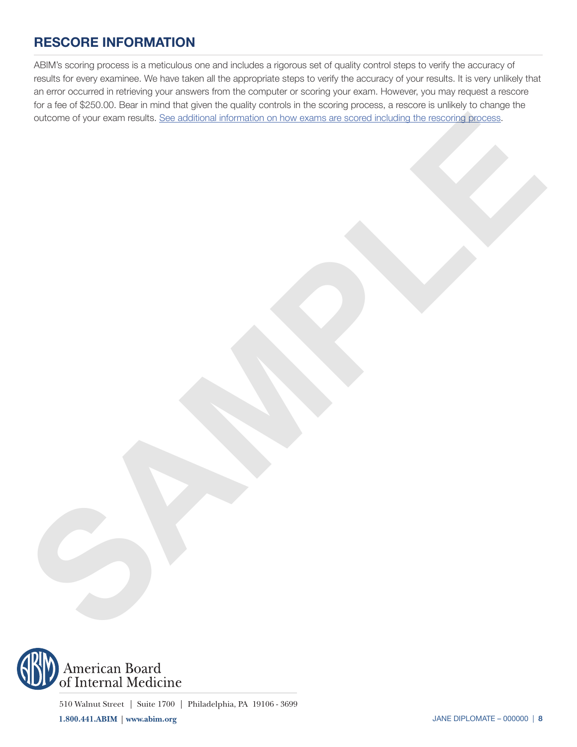## RESCORE INFORMATION

ABIM's scoring process is a meticulous one and includes a rigorous set of quality control steps to verify the accuracy of results for every examinee. We have taken all the appropriate steps to verify the accuracy of your results. It is very unlikely that an error occurred in retrieving your answers from the computer or scoring your exam. However, you may request a rescore for a fee of $250.00. Bear in mind that given the quality controls in the scoring process, a rescore is unlikely to change the outcome of your exam results. See additional information on how exams are scored including the rescoring process.

American Board of Internal Medicine

510 Walnut Street | Suite 1700 | Philadelphia, PA 19106 - 3699

**1.800.441.ABIM** | **www.abim.org**